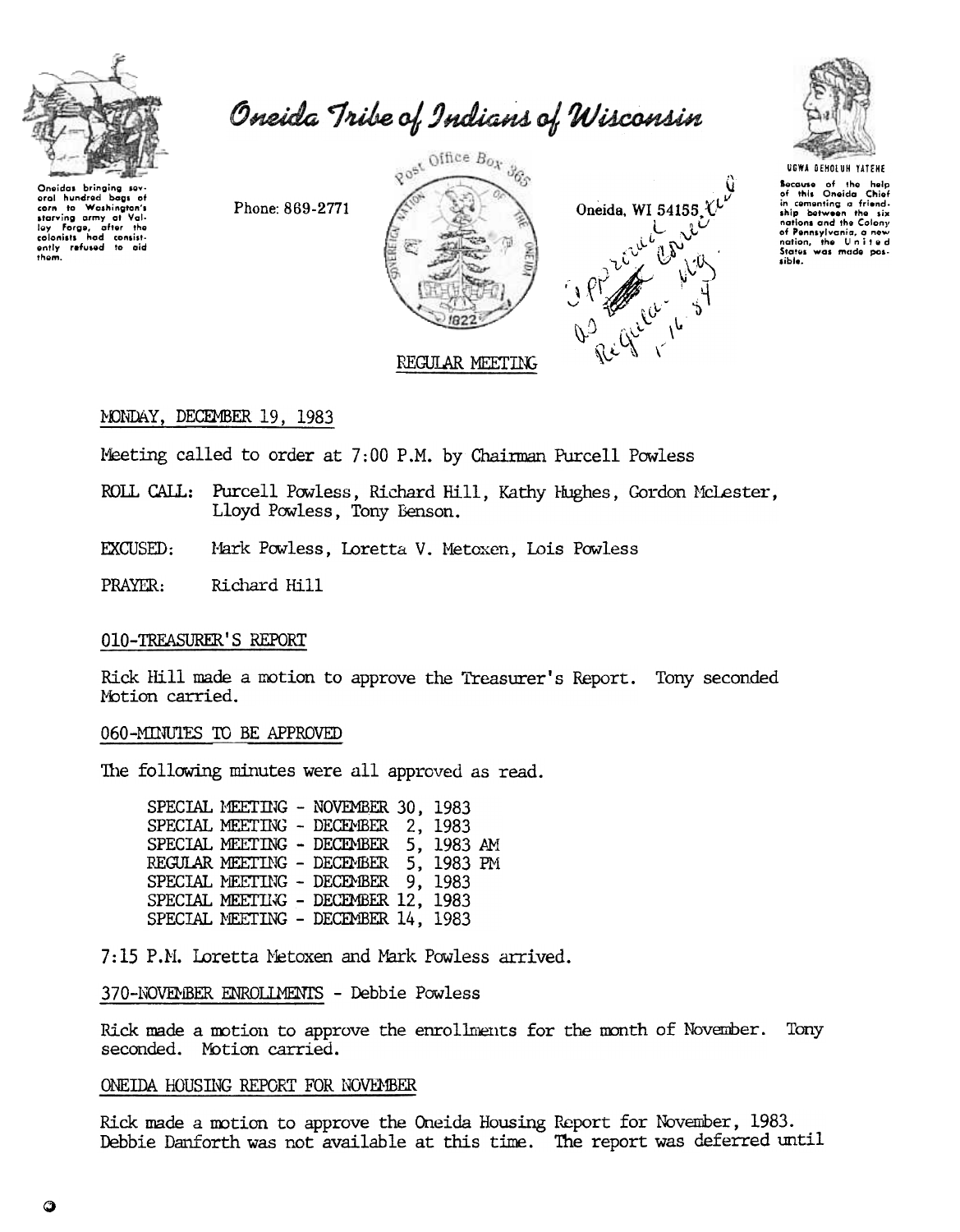# Oneida Tribe of Indians of Wisconsin

Oneidas bringing several hundred bags of corn to Washington's starving army at Valley Forge, after the colonists had consistently refused to aid them.

Phone: 869-2771

Post Office Box 365

Oneida, WI 54155

Approved as corrected Regular Mtg. 1-16-84

UGWA DEHOLUH YATEHE

Because of the help of this Oneida Chief in cementing a friendship between the six nations and the Colony of Pennsylvania, a new nation, the United States was made possible.

REGULAR MEETING

MONDAY, DECEMBER 19, 1983

Meeting called to order at 7:00 P.M. by Chairman Purcell Powless

ROLL CALL: Purcell Powless, Richard Hill, Kathy Hughes, Gordon McLester, Lloyd Powless, Tony Benson.

EXCUSED: Mark Powless, Loretta V. Metoxen, Lois Powless

PRAYER: Richard Hill

## 010-TREASURER'S REPORT

Rick Hill made a motion to approve the Treasurer's Report. Tony seconded Motion carried.

## 060-MINUTES TO BE APPROVED

The following minutes were all approved as read.

SPECIAL MEETING - NOVEMBER 30, 1983
SPECIAL MEETING - DECEMBER 2, 1983
SPECIAL MEETING - DECEMBER 5, 1983 AM
REGULAR MEETING - DECEMBER 5, 1983 PM
SPECIAL MEETING - DECEMBER 9, 1983
SPECIAL MEETING - DECEMBER 12, 1983
SPECIAL MEETING - DECEMBER 14, 1983

7:15 P.M. Loretta Metoxen and Mark Powless arrived.

## 370-NOVEMBER ENROLLMENTS - Debbie Powless

Rick made a motion to approve the enrollments for the month of November. Tony seconded. Motion carried.

## ONEIDA HOUSING REPORT FOR NOVEMBER

Rick made a motion to approve the Oneida Housing Report for November, 1983. Debbie Danforth was not available at this time. The report was deferred until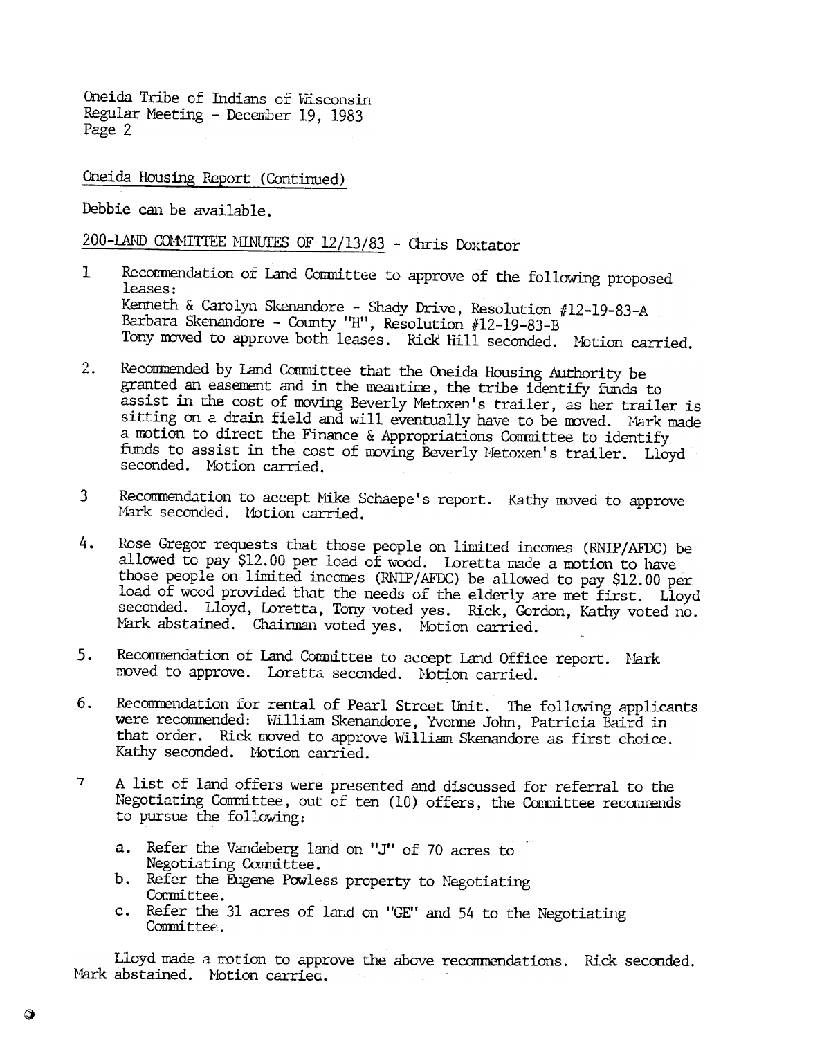Oneida Tribe of Indians of Wisconsin
Regular Meeting - December 19, 1983

Oneida Housing Report (Continued)

Debbie can be available.

200-LAND COMMITTEE MINUTES OF 12/13/83 - Chris Doxtator

1 Recommendation of Land Committee to approve of the following proposed leases:
Kenneth & Carolyn Skenandore - Shady Drive, Resolution #12-19-83-A
Barbara Skenandore - County "H", Resolution #12-19-83-B
Tony moved to approve both leases. Rick Hill seconded. Motion carried.

2. Recommended by Land Committee that the Oneida Housing Authority be granted an easement and in the meantime, the tribe identify funds to assist in the cost of moving Beverly Metoxen's trailer, as her trailer is sitting on a drain field and will eventually have to be moved. Mark made a motion to direct the Finance & Appropriations Committee to identify funds to assist in the cost of moving Beverly Metoxen's trailer. Lloyd seconded. Motion carried.

3 Recommendation to accept Mike Schaepe's report. Kathy moved to approve Mark seconded. Motion carried.

4. Rose Gregor requests that those people on limited incomes (RNIP/AFDC) be allowed to pay $12.00 per load of wood. Loretta made a motion to have those people on limited incomes (RNIP/AFDC) be allowed to pay $12.00 per load of wood provided that the needs of the elderly are met first. Lloyd seconded. Lloyd, Loretta, Tony voted yes. Rick, Gordon, Kathy voted no. Mark abstained. Chairman voted yes. Motion carried.

5. Recommendation of Land Committee to accept Land Office report. Mark moved to approve. Loretta seconded. Motion carried.

6. Recommendation for rental of Pearl Street Unit. The following applicants were recommended: William Skenandore, Yvonne John, Patricia Baird in that order. Rick moved to approve William Skenandore as first choice. Kathy seconded. Motion carried.

7 A list of land offers were presented and discussed for referral to the Negotiating Committee, out of ten (10) offers, the Committee recommends to pursue the following:

   a. Refer the Vandeberg land on "J" of 70 acres to Negotiating Committee.
   b. Refer the Eugene Powless property to Negotiating Committee.
   c. Refer the 31 acres of land on "GE" and 54 to the Negotiating Committee.

Lloyd made a motion to approve the above recommendations. Rick seconded. Mark abstained. Motion carried.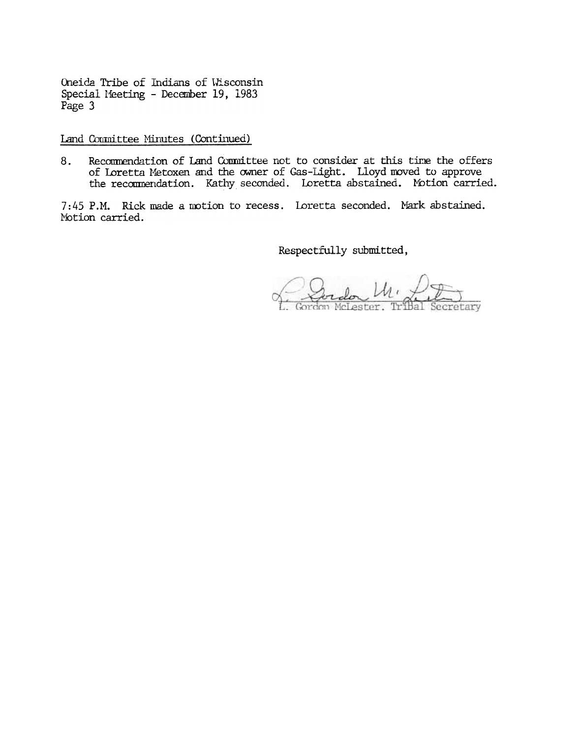Oneida Tribe of Indians of Wisconsin
Special Meeting - December 19, 1983
Page 3

Land Committee Minutes (Continued)

8. Recommendation of Land Committee not to consider at this time the offers of Loretta Metoxen and the owner of Gas-Light. Lloyd moved to approve the recommendation. Kathy seconded. Loretta abstained. Motion carried.

7:45 P.M. Rick made a motion to recess. Loretta seconded. Mark abstained. Motion carried.

Respectfully submitted,

L. Gordon McLester, Tribal Secretary